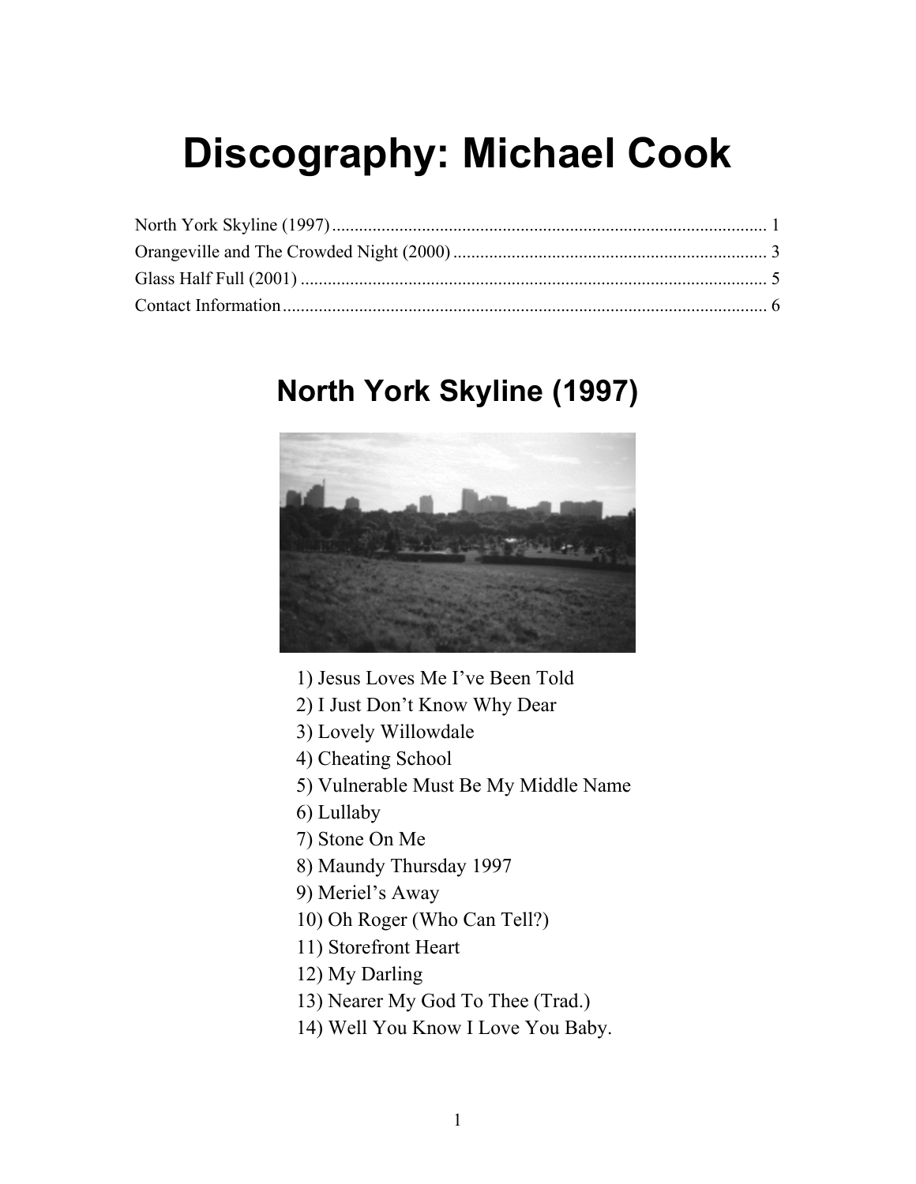# Discography: Michael Cook

North York Skyline (1997) .......... 1
Orangeville and The Crowded Night (2000) .......... 3
Glass Half Full (2001) .......... 5
Contact Information .......... 6

## North York Skyline (1997)

1) Jesus Loves Me I've Been Told
2) I Just Don't Know Why Dear
3) Lovely Willowdale
4) Cheating School
5) Vulnerable Must Be My Middle Name
6) Lullaby
7) Stone On Me
8) Maundy Thursday 1997
9) Meriel's Away
10) Oh Roger (Who Can Tell?)
11) Storefront Heart
12) My Darling
13) Nearer My God To Thee (Trad.)
14) Well You Know I Love You Baby.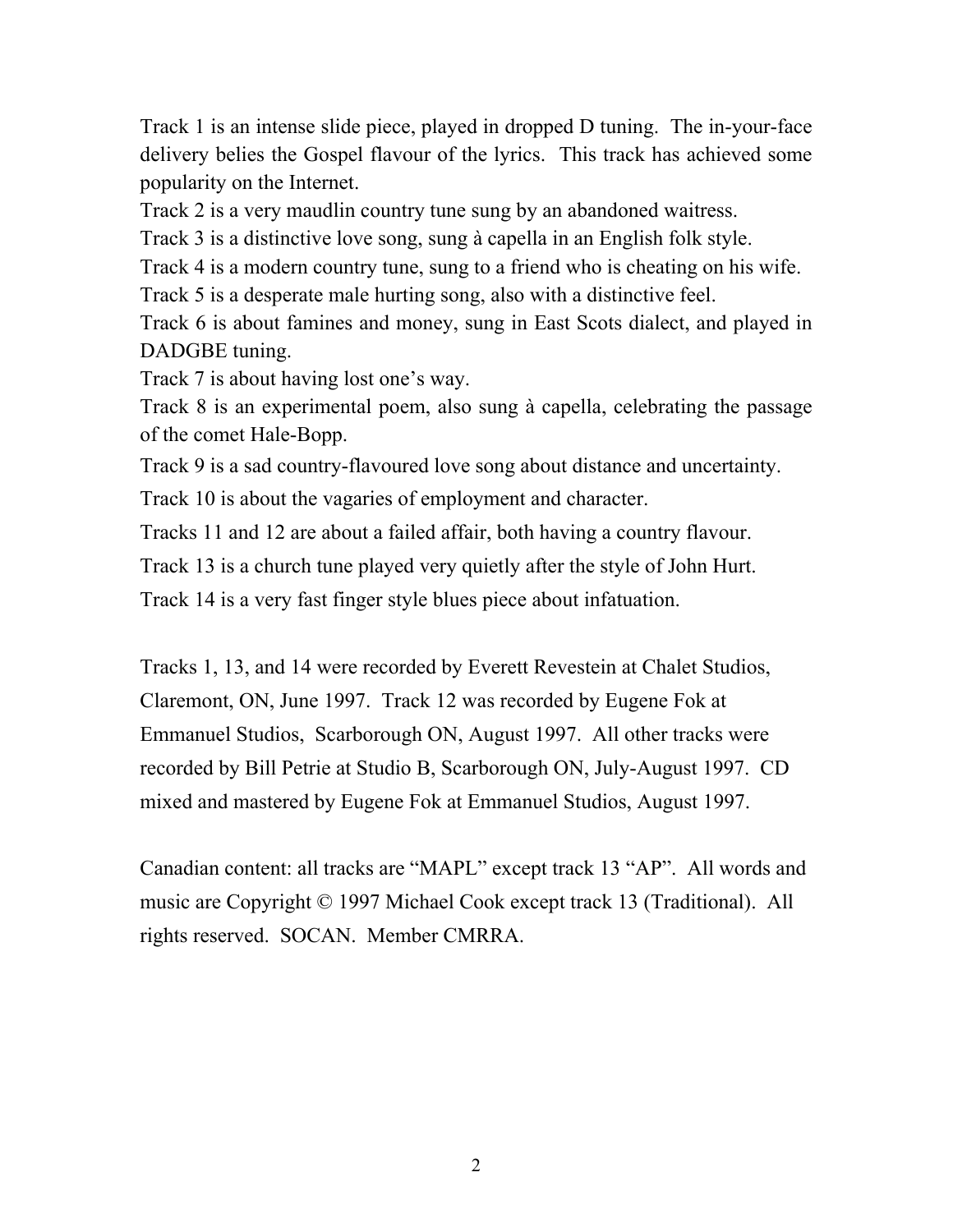Track 1 is an intense slide piece, played in dropped D tuning. The in-your-face delivery belies the Gospel flavour of the lyrics. This track has achieved some popularity on the Internet.

Track 2 is a very maudlin country tune sung by an abandoned waitress.

Track 3 is a distinctive love song, sung à capella in an English folk style.

Track 4 is a modern country tune, sung to a friend who is cheating on his wife.

Track 5 is a desperate male hurting song, also with a distinctive feel.

Track 6 is about famines and money, sung in East Scots dialect, and played in DADGBE tuning.

Track 7 is about having lost one's way.

Track 8 is an experimental poem, also sung à capella, celebrating the passage of the comet Hale-Bopp.

Track 9 is a sad country-flavoured love song about distance and uncertainty.

Track 10 is about the vagaries of employment and character.

Tracks 11 and 12 are about a failed affair, both having a country flavour.

Track 13 is a church tune played very quietly after the style of John Hurt.

Track 14 is a very fast finger style blues piece about infatuation.

Tracks 1, 13, and 14 were recorded by Everett Revestein at Chalet Studios, Claremont, ON, June 1997. Track 12 was recorded by Eugene Fok at Emmanuel Studios, Scarborough ON, August 1997. All other tracks were recorded by Bill Petrie at Studio B, Scarborough ON, July-August 1997. CD mixed and mastered by Eugene Fok at Emmanuel Studios, August 1997.

Canadian content: all tracks are "MAPL" except track 13 "AP". All words and music are Copyright © 1997 Michael Cook except track 13 (Traditional). All rights reserved. SOCAN. Member CMRRA.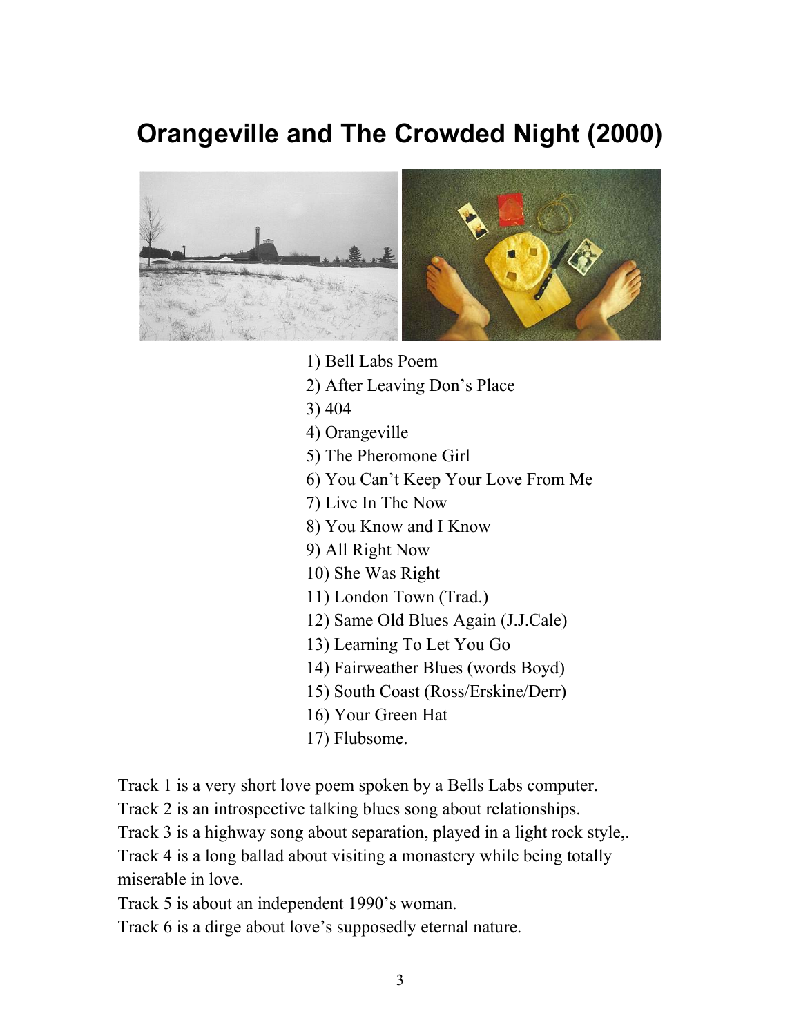# Orangeville and The Crowded Night (2000)

1) Bell Labs Poem
2) After Leaving Don's Place
3) 404
4) Orangeville
5) The Pheromone Girl
6) You Can't Keep Your Love From Me
7) Live In The Now
8) You Know and I Know
9) All Right Now
10) She Was Right
11) London Town (Trad.)
12) Same Old Blues Again (J.J.Cale)
13) Learning To Let You Go
14) Fairweather Blues (words Boyd)
15) South Coast (Ross/Erskine/Derr)
16) Your Green Hat
17) Flubsome.

Track 1 is a very short love poem spoken by a Bells Labs computer.
Track 2 is an introspective talking blues song about relationships.
Track 3 is a highway song about separation, played in a light rock style,.
Track 4 is a long ballad about visiting a monastery while being totally miserable in love.
Track 5 is about an independent 1990's woman.
Track 6 is a dirge about love's supposedly eternal nature.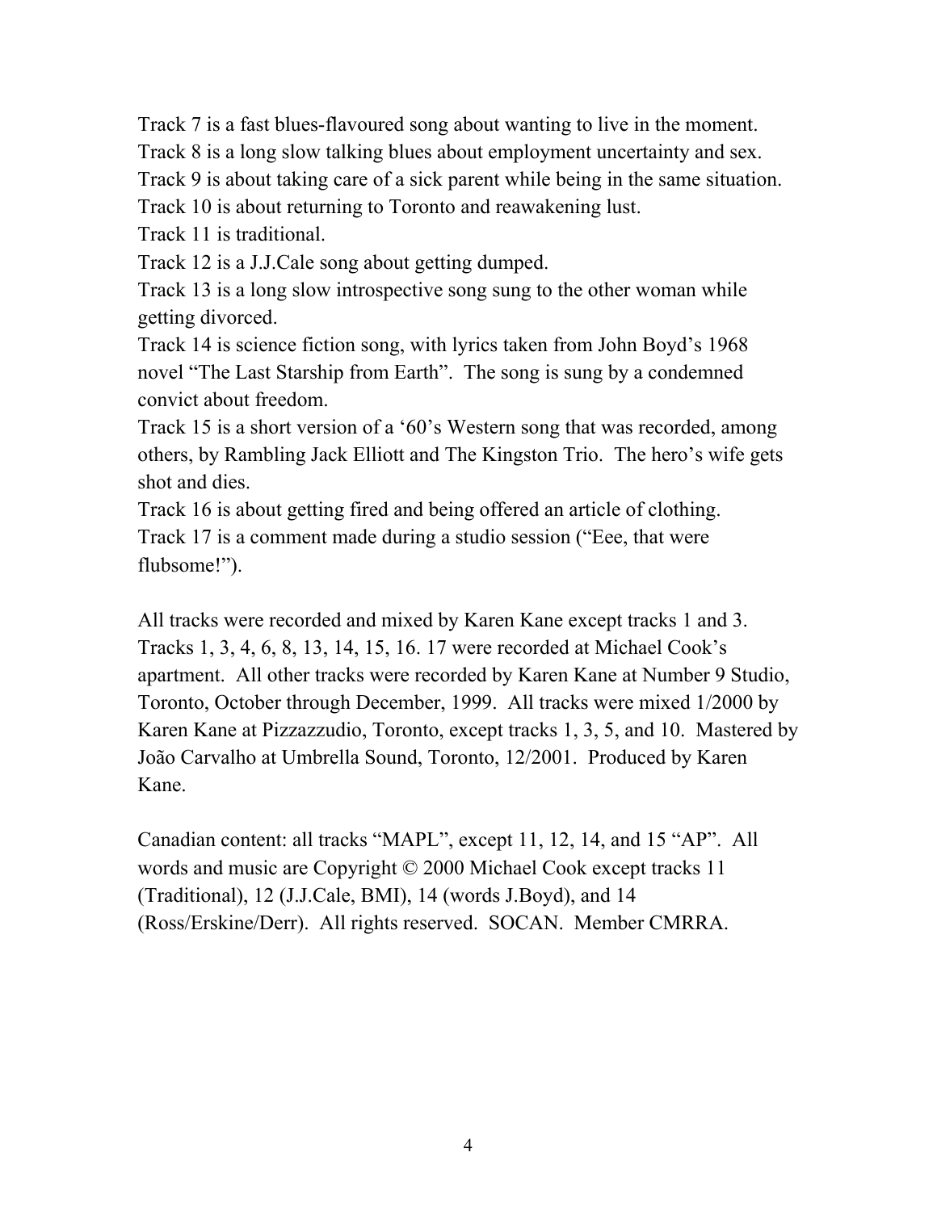Track 7 is a fast blues-flavoured song about wanting to live in the moment.
Track 8 is a long slow talking blues about employment uncertainty and sex.
Track 9 is about taking care of a sick parent while being in the same situation.
Track 10 is about returning to Toronto and reawakening lust.
Track 11 is traditional.
Track 12 is a J.J.Cale song about getting dumped.
Track 13 is a long slow introspective song sung to the other woman while getting divorced.
Track 14 is science fiction song, with lyrics taken from John Boyd's 1968 novel "The Last Starship from Earth". The song is sung by a condemned convict about freedom.
Track 15 is a short version of a '60's Western song that was recorded, among others, by Rambling Jack Elliott and The Kingston Trio. The hero's wife gets shot and dies.
Track 16 is about getting fired and being offered an article of clothing.
Track 17 is a comment made during a studio session ("Eee, that were flubsome!").

All tracks were recorded and mixed by Karen Kane except tracks 1 and 3. Tracks 1, 3, 4, 6, 8, 13, 14, 15, 16. 17 were recorded at Michael Cook's apartment. All other tracks were recorded by Karen Kane at Number 9 Studio, Toronto, October through December, 1999. All tracks were mixed 1/2000 by Karen Kane at Pizzazzudio, Toronto, except tracks 1, 3, 5, and 10. Mastered by João Carvalho at Umbrella Sound, Toronto, 12/2001. Produced by Karen Kane.

Canadian content: all tracks "MAPL", except 11, 12, 14, and 15 "AP". All words and music are Copyright © 2000 Michael Cook except tracks 11 (Traditional), 12 (J.J.Cale, BMI), 14 (words J.Boyd), and 14 (Ross/Erskine/Derr). All rights reserved. SOCAN. Member CMRRA.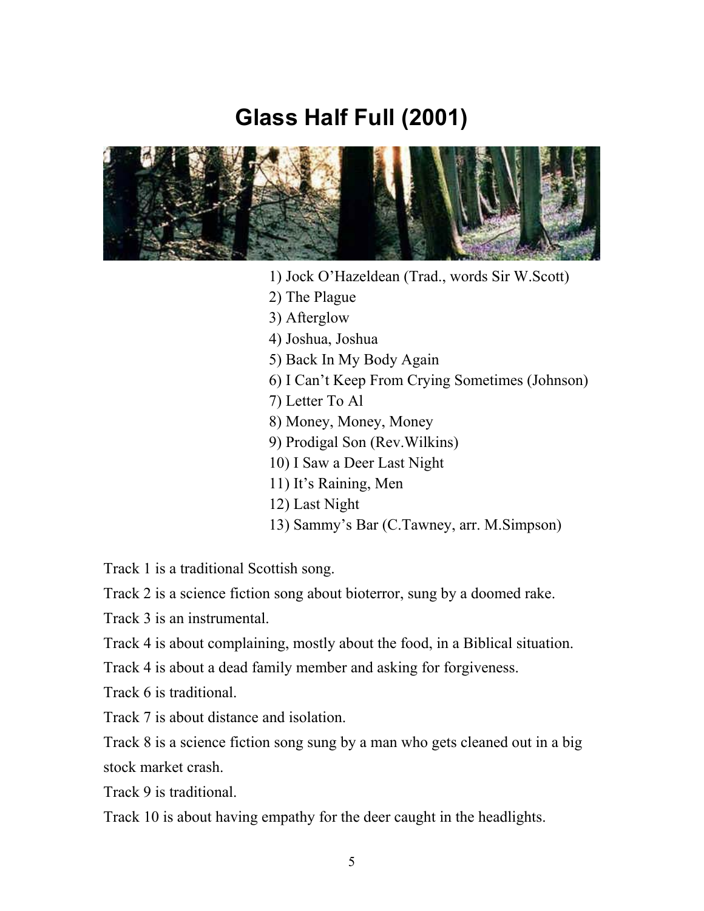# Glass Half Full (2001)

1) Jock O'Hazeldean (Trad., words Sir W.Scott)
2) The Plague
3) Afterglow
4) Joshua, Joshua
5) Back In My Body Again
6) I Can't Keep From Crying Sometimes (Johnson)
7) Letter To Al
8) Money, Money, Money
9) Prodigal Son (Rev.Wilkins)
10) I Saw a Deer Last Night
11) It's Raining, Men
12) Last Night
13) Sammy's Bar (C.Tawney, arr. M.Simpson)

Track 1 is a traditional Scottish song.

Track 2 is a science fiction song about bioterror, sung by a doomed rake.

Track 3 is an instrumental.

Track 4 is about complaining, mostly about the food, in a Biblical situation.

Track 4 is about a dead family member and asking for forgiveness.

Track 6 is traditional.

Track 7 is about distance and isolation.

Track 8 is a science fiction song sung by a man who gets cleaned out in a big stock market crash.

Track 9 is traditional.

Track 10 is about having empathy for the deer caught in the headlights.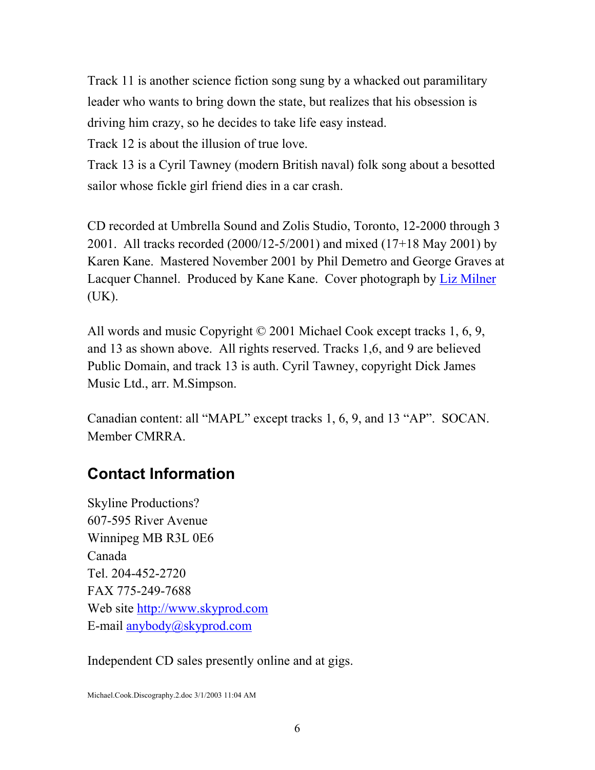Track 11 is another science fiction song sung by a whacked out paramilitary leader who wants to bring down the state, but realizes that his obsession is driving him crazy, so he decides to take life easy instead.

Track 12 is about the illusion of true love.

Track 13 is a Cyril Tawney (modern British naval) folk song about a besotted sailor whose fickle girl friend dies in a car crash.

CD recorded at Umbrella Sound and Zolis Studio, Toronto, 12-2000 through 3 2001. All tracks recorded (2000/12-5/2001) and mixed (17+18 May 2001) by Karen Kane. Mastered November 2001 by Phil Demetro and George Graves at Lacquer Channel. Produced by Kane Kane. Cover photograph by Liz Milner (UK).

All words and music Copyright © 2001 Michael Cook except tracks 1, 6, 9, and 13 as shown above. All rights reserved. Tracks 1,6, and 9 are believed Public Domain, and track 13 is auth. Cyril Tawney, copyright Dick James Music Ltd., arr. M.Simpson.

Canadian content: all "MAPL" except tracks 1, 6, 9, and 13 "AP". SOCAN. Member CMRRA.

## Contact Information

Skyline Productions?
607-595 River Avenue
Winnipeg MB R3L 0E6
Canada
Tel. 204-452-2720
FAX 775-249-7688
Web site http://www.skyprod.com
E-mail anybody@skyprod.com

Independent CD sales presently online and at gigs.

Michael.Cook.Discography.2.doc 3/1/2003 11:04 AM